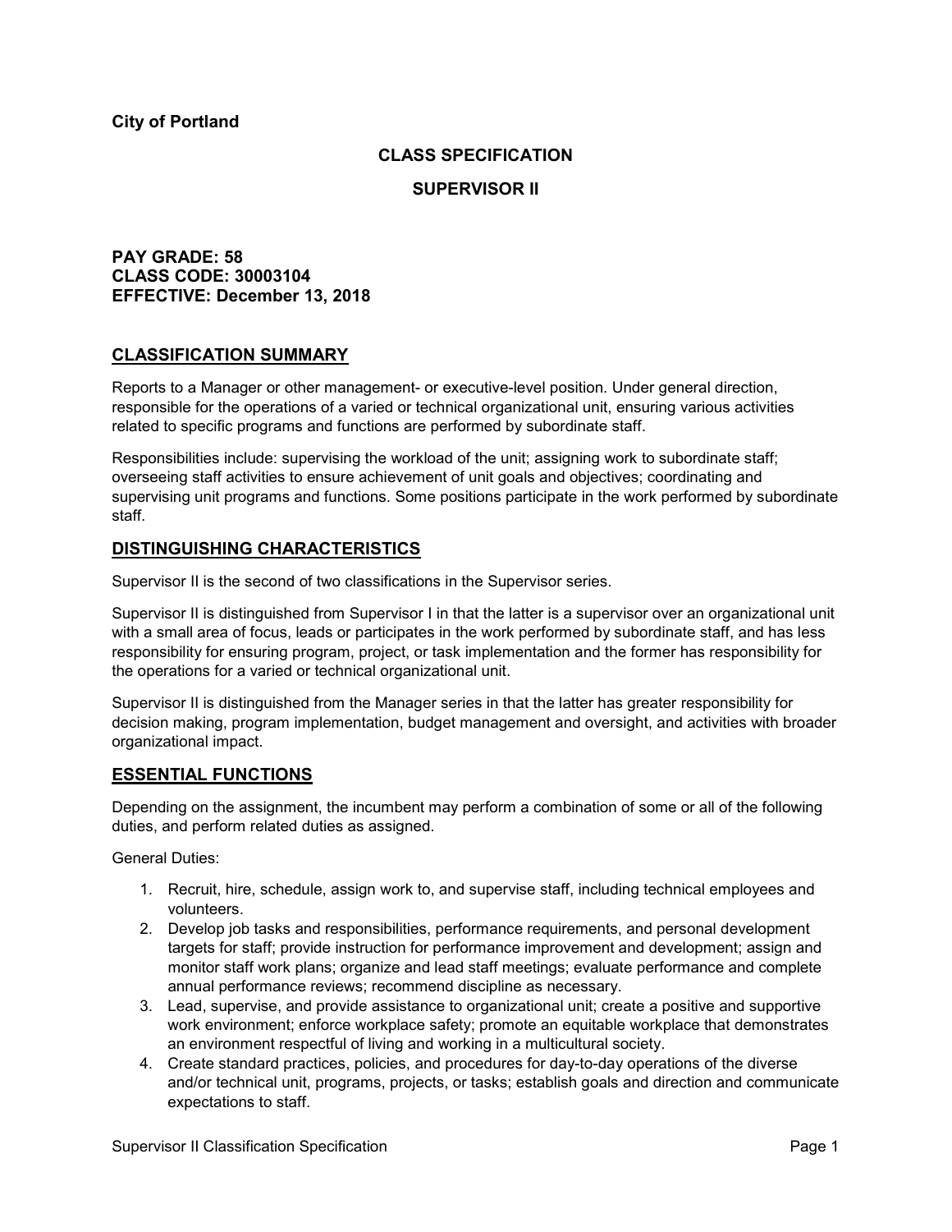**City of Portland**

# CLASS SPECIFICATION

## SUPERVISOR II

**PAY GRADE: 58**
**CLASS CODE: 30003104**
**EFFECTIVE: December 13, 2018**

## CLASSIFICATION SUMMARY

Reports to a Manager or other management- or executive-level position. Under general direction, responsible for the operations of a varied or technical organizational unit, ensuring various activities related to specific programs and functions are performed by subordinate staff.

Responsibilities include: supervising the workload of the unit; assigning work to subordinate staff; overseeing staff activities to ensure achievement of unit goals and objectives; coordinating and supervising unit programs and functions. Some positions participate in the work performed by subordinate staff.

## DISTINGUISHING CHARACTERISTICS

Supervisor II is the second of two classifications in the Supervisor series.

Supervisor II is distinguished from Supervisor I in that the latter is a supervisor over an organizational unit with a small area of focus, leads or participates in the work performed by subordinate staff, and has less responsibility for ensuring program, project, or task implementation and the former has responsibility for the operations for a varied or technical organizational unit.

Supervisor II is distinguished from the Manager series in that the latter has greater responsibility for decision making, program implementation, budget management and oversight, and activities with broader organizational impact.

## ESSENTIAL FUNCTIONS

Depending on the assignment, the incumbent may perform a combination of some or all of the following duties, and perform related duties as assigned.

General Duties:

1. Recruit, hire, schedule, assign work to, and supervise staff, including technical employees and volunteers.
2. Develop job tasks and responsibilities, performance requirements, and personal development targets for staff; provide instruction for performance improvement and development; assign and monitor staff work plans; organize and lead staff meetings; evaluate performance and complete annual performance reviews; recommend discipline as necessary.
3. Lead, supervise, and provide assistance to organizational unit; create a positive and supportive work environment; enforce workplace safety; promote an equitable workplace that demonstrates an environment respectful of living and working in a multicultural society.
4. Create standard practices, policies, and procedures for day-to-day operations of the diverse and/or technical unit, programs, projects, or tasks; establish goals and direction and communicate expectations to staff.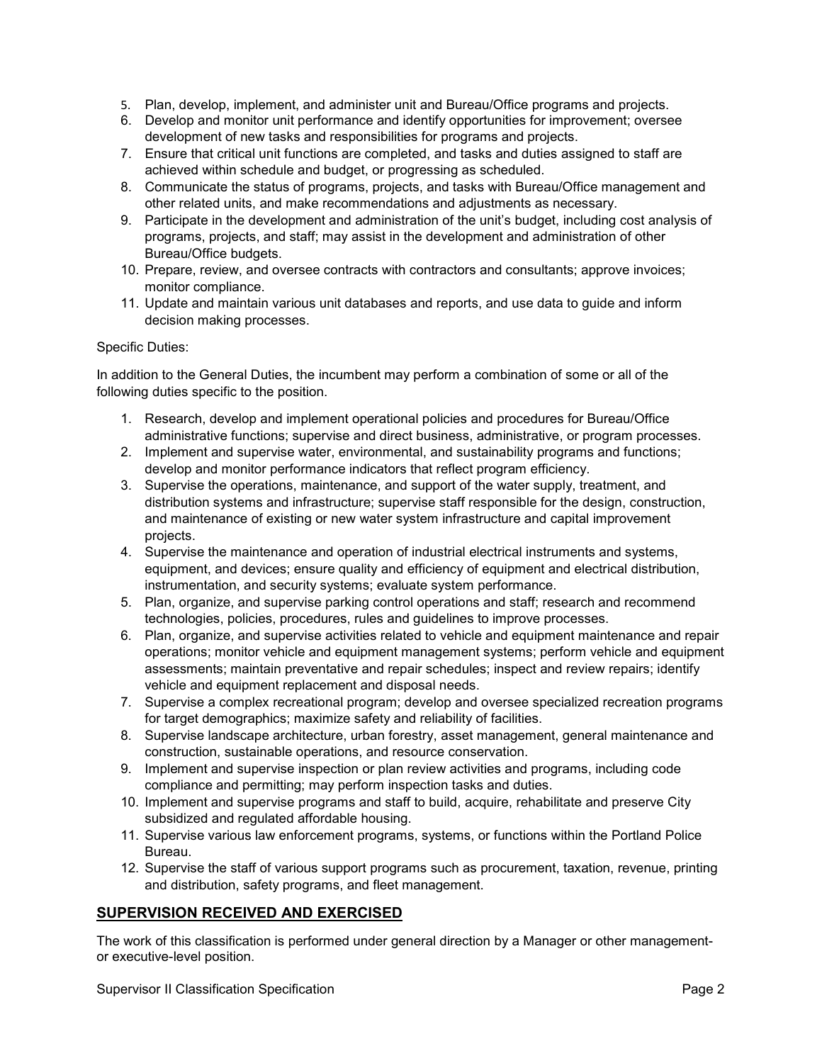5. Plan, develop, implement, and administer unit and Bureau/Office programs and projects.
6. Develop and monitor unit performance and identify opportunities for improvement; oversee development of new tasks and responsibilities for programs and projects.
7. Ensure that critical unit functions are completed, and tasks and duties assigned to staff are achieved within schedule and budget, or progressing as scheduled.
8. Communicate the status of programs, projects, and tasks with Bureau/Office management and other related units, and make recommendations and adjustments as necessary.
9. Participate in the development and administration of the unit's budget, including cost analysis of programs, projects, and staff; may assist in the development and administration of other Bureau/Office budgets.
10. Prepare, review, and oversee contracts with contractors and consultants; approve invoices; monitor compliance.
11. Update and maintain various unit databases and reports, and use data to guide and inform decision making processes.

Specific Duties:

In addition to the General Duties, the incumbent may perform a combination of some or all of the following duties specific to the position.

1. Research, develop and implement operational policies and procedures for Bureau/Office administrative functions; supervise and direct business, administrative, or program processes.
2. Implement and supervise water, environmental, and sustainability programs and functions; develop and monitor performance indicators that reflect program efficiency.
3. Supervise the operations, maintenance, and support of the water supply, treatment, and distribution systems and infrastructure; supervise staff responsible for the design, construction, and maintenance of existing or new water system infrastructure and capital improvement projects.
4. Supervise the maintenance and operation of industrial electrical instruments and systems, equipment, and devices; ensure quality and efficiency of equipment and electrical distribution, instrumentation, and security systems; evaluate system performance.
5. Plan, organize, and supervise parking control operations and staff; research and recommend technologies, policies, procedures, rules and guidelines to improve processes.
6. Plan, organize, and supervise activities related to vehicle and equipment maintenance and repair operations; monitor vehicle and equipment management systems; perform vehicle and equipment assessments; maintain preventative and repair schedules; inspect and review repairs; identify vehicle and equipment replacement and disposal needs.
7. Supervise a complex recreational program; develop and oversee specialized recreation programs for target demographics; maximize safety and reliability of facilities.
8. Supervise landscape architecture, urban forestry, asset management, general maintenance and construction, sustainable operations, and resource conservation.
9. Implement and supervise inspection or plan review activities and programs, including code compliance and permitting; may perform inspection tasks and duties.
10. Implement and supervise programs and staff to build, acquire, rehabilitate and preserve City subsidized and regulated affordable housing.
11. Supervise various law enforcement programs, systems, or functions within the Portland Police Bureau.
12. Supervise the staff of various support programs such as procurement, taxation, revenue, printing and distribution, safety programs, and fleet management.

## SUPERVISION RECEIVED AND EXERCISED

The work of this classification is performed under general direction by a Manager or other management- or executive-level position.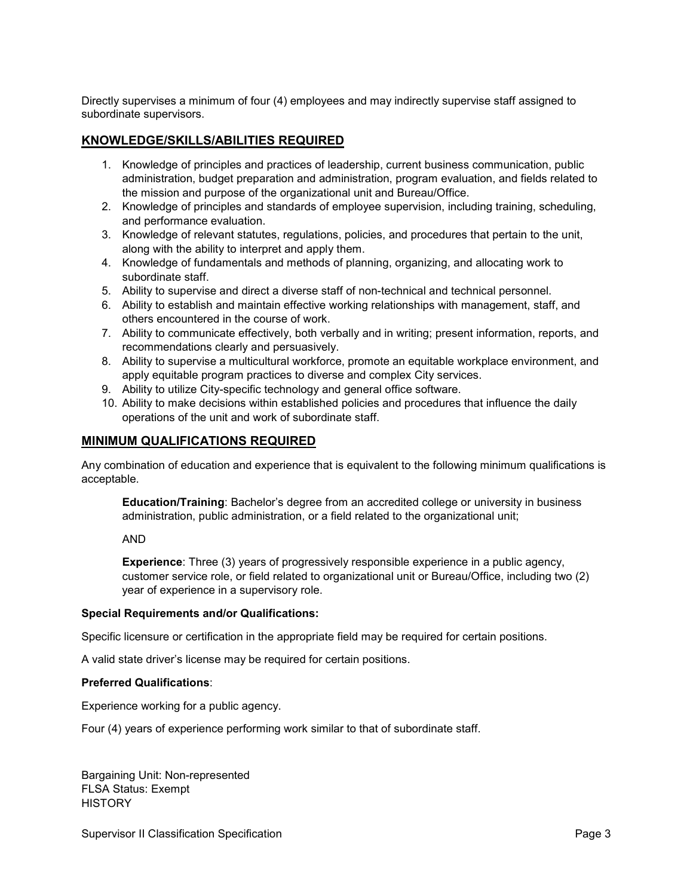Directly supervises a minimum of four (4) employees and may indirectly supervise staff assigned to subordinate supervisors.

## KNOWLEDGE/SKILLS/ABILITIES REQUIRED

1. Knowledge of principles and practices of leadership, current business communication, public administration, budget preparation and administration, program evaluation, and fields related to the mission and purpose of the organizational unit and Bureau/Office.
2. Knowledge of principles and standards of employee supervision, including training, scheduling, and performance evaluation.
3. Knowledge of relevant statutes, regulations, policies, and procedures that pertain to the unit, along with the ability to interpret and apply them.
4. Knowledge of fundamentals and methods of planning, organizing, and allocating work to subordinate staff.
5. Ability to supervise and direct a diverse staff of non-technical and technical personnel.
6. Ability to establish and maintain effective working relationships with management, staff, and others encountered in the course of work.
7. Ability to communicate effectively, both verbally and in writing; present information, reports, and recommendations clearly and persuasively.
8. Ability to supervise a multicultural workforce, promote an equitable workplace environment, and apply equitable program practices to diverse and complex City services.
9. Ability to utilize City-specific technology and general office software.
10. Ability to make decisions within established policies and procedures that influence the daily operations of the unit and work of subordinate staff.

## MINIMUM QUALIFICATIONS REQUIRED

Any combination of education and experience that is equivalent to the following minimum qualifications is acceptable.

**Education/Training**: Bachelor's degree from an accredited college or university in business administration, public administration, or a field related to the organizational unit;

AND

**Experience**: Three (3) years of progressively responsible experience in a public agency, customer service role, or field related to organizational unit or Bureau/Office, including two (2) year of experience in a supervisory role.

**Special Requirements and/or Qualifications:**

Specific licensure or certification in the appropriate field may be required for certain positions.

A valid state driver's license may be required for certain positions.

**Preferred Qualifications**:

Experience working for a public agency.

Four (4) years of experience performing work similar to that of subordinate staff.

Bargaining Unit: Non-represented
FLSA Status: Exempt
HISTORY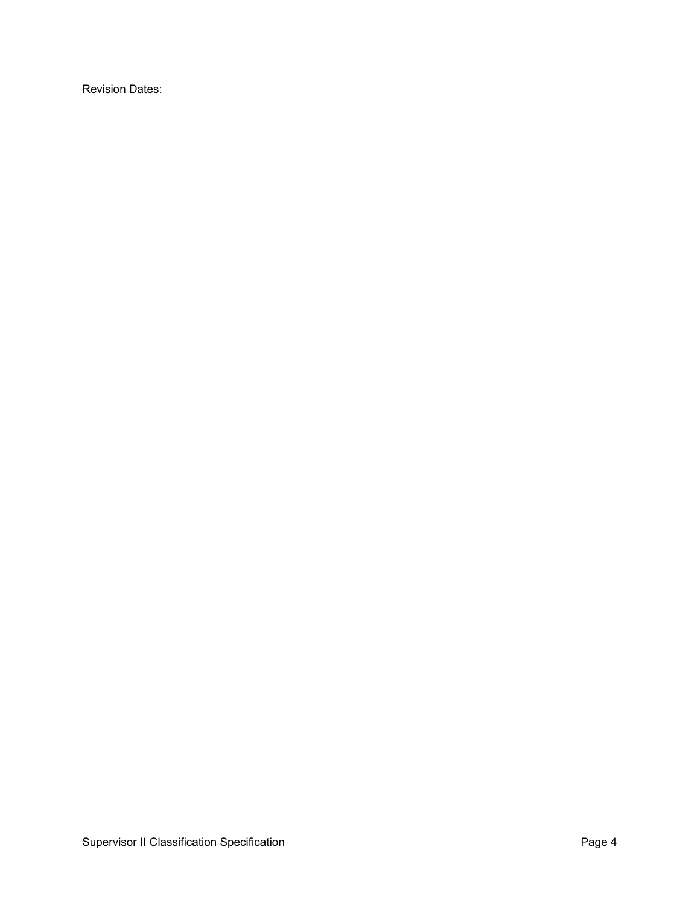Revision Dates: